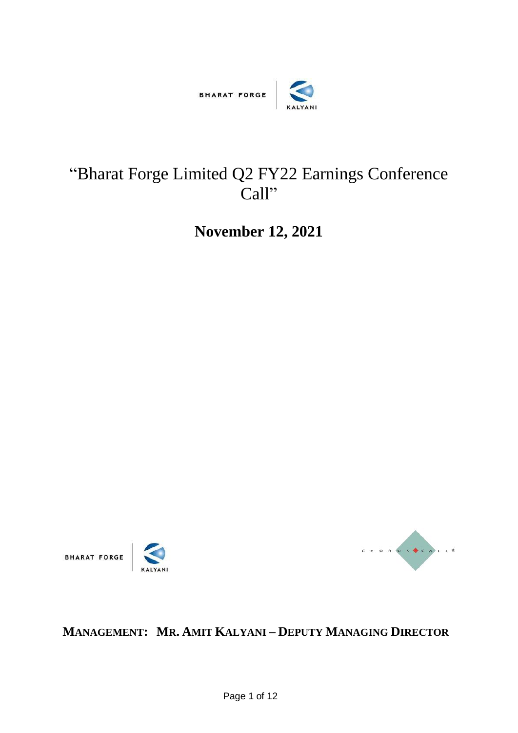# "Bharat Forge Limited Q2 FY22 Earnings Conference Call"

**November 12, 2021**

**MANAGEMENT: MR. AMIT KALYANI – DEPUTY MANAGING DIRECTOR**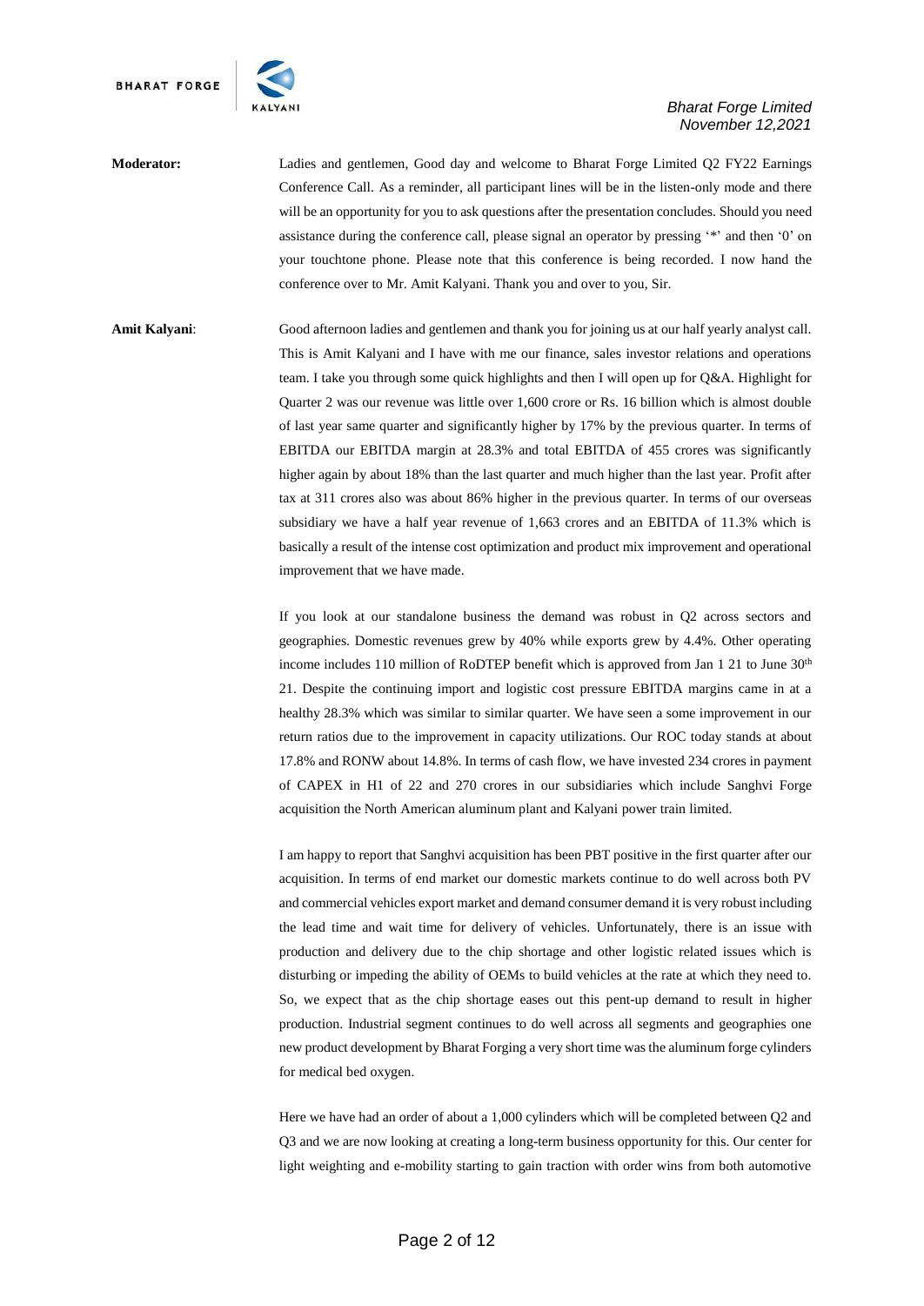**Moderator:** Ladies and gentlemen, Good day and welcome to Bharat Forge Limited Q2 FY22 Earnings Conference Call. As a reminder, all participant lines will be in the listen-only mode and there will be an opportunity for you to ask questions after the presentation concludes. Should you need assistance during the conference call, please signal an operator by pressing '*' and then '0' on your touchtone phone. Please note that this conference is being recorded. I now hand the conference over to Mr. Amit Kalyani. Thank you and over to you, Sir.

**Amit Kalyani**: Good afternoon ladies and gentlemen and thank you for joining us at our half yearly analyst call. This is Amit Kalyani and I have with me our finance, sales investor relations and operations team. I take you through some quick highlights and then I will open up for Q&A. Highlight for Quarter 2 was our revenue was little over 1,600 crore or Rs. 16 billion which is almost double of last year same quarter and significantly higher by 17% by the previous quarter. In terms of EBITDA our EBITDA margin at 28.3% and total EBITDA of 455 crores was significantly higher again by about 18% than the last quarter and much higher than the last year. Profit after tax at 311 crores also was about 86% higher in the previous quarter. In terms of our overseas subsidiary we have a half year revenue of 1,663 crores and an EBITDA of 11.3% which is basically a result of the intense cost optimization and product mix improvement and operational improvement that we have made.

If you look at our standalone business the demand was robust in Q2 across sectors and geographies. Domestic revenues grew by 40% while exports grew by 4.4%. Other operating income includes 110 million of RoDTEP benefit which is approved from Jan 1 21 to June 30th 21. Despite the continuing import and logistic cost pressure EBITDA margins came in at a healthy 28.3% which was similar to similar quarter. We have seen a some improvement in our return ratios due to the improvement in capacity utilizations. Our ROC today stands at about 17.8% and RONW about 14.8%. In terms of cash flow, we have invested 234 crores in payment of CAPEX in H1 of 22 and 270 crores in our subsidiaries which include Sanghvi Forge acquisition the North American aluminum plant and Kalyani power train limited.

I am happy to report that Sanghvi acquisition has been PBT positive in the first quarter after our acquisition. In terms of end market our domestic markets continue to do well across both PV and commercial vehicles export market and demand consumer demand it is very robust including the lead time and wait time for delivery of vehicles. Unfortunately, there is an issue with production and delivery due to the chip shortage and other logistic related issues which is disturbing or impeding the ability of OEMs to build vehicles at the rate at which they need to. So, we expect that as the chip shortage eases out this pent-up demand to result in higher production. Industrial segment continues to do well across all segments and geographies one new product development by Bharat Forging a very short time was the aluminum forge cylinders for medical bed oxygen.

Here we have had an order of about a 1,000 cylinders which will be completed between Q2 and Q3 and we are now looking at creating a long-term business opportunity for this. Our center for light weighting and e-mobility starting to gain traction with order wins from both automotive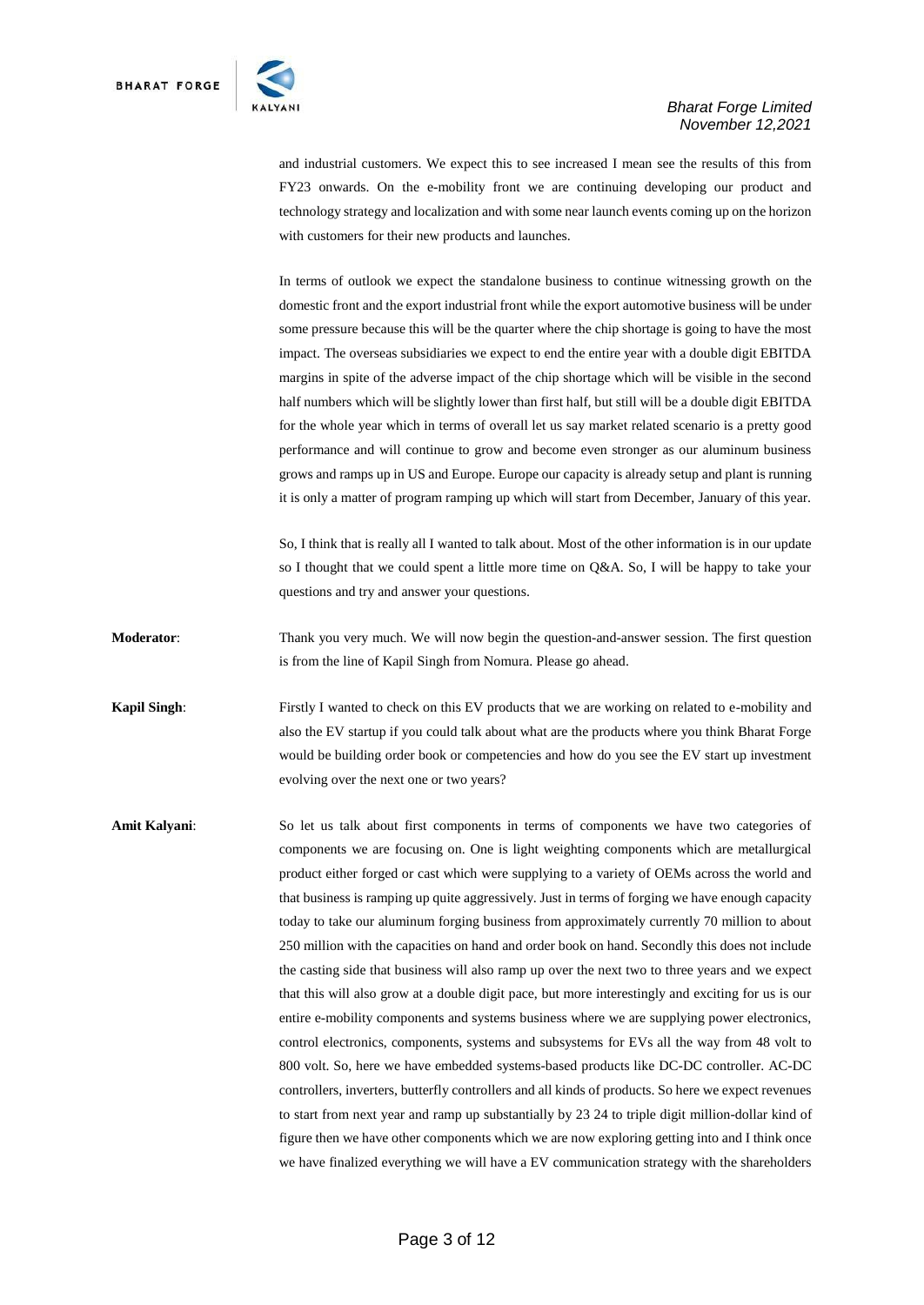and industrial customers. We expect this to see increased I mean see the results of this from FY23 onwards. On the e-mobility front we are continuing developing our product and technology strategy and localization and with some near launch events coming up on the horizon with customers for their new products and launches.

In terms of outlook we expect the standalone business to continue witnessing growth on the domestic front and the export industrial front while the export automotive business will be under some pressure because this will be the quarter where the chip shortage is going to have the most impact. The overseas subsidiaries we expect to end the entire year with a double digit EBITDA margins in spite of the adverse impact of the chip shortage which will be visible in the second half numbers which will be slightly lower than first half, but still will be a double digit EBITDA for the whole year which in terms of overall let us say market related scenario is a pretty good performance and will continue to grow and become even stronger as our aluminum business grows and ramps up in US and Europe. Europe our capacity is already setup and plant is running it is only a matter of program ramping up which will start from December, January of this year.

So, I think that is really all I wanted to talk about. Most of the other information is in our update so I thought that we could spent a little more time on Q&A. So, I will be happy to take your questions and try and answer your questions.

**Moderator**: Thank you very much. We will now begin the question-and-answer session. The first question is from the line of Kapil Singh from Nomura. Please go ahead.

**Kapil Singh**: Firstly I wanted to check on this EV products that we are working on related to e-mobility and also the EV startup if you could talk about what are the products where you think Bharat Forge would be building order book or competencies and how do you see the EV start up investment evolving over the next one or two years?

**Amit Kalyani**: So let us talk about first components in terms of components we have two categories of components we are focusing on. One is light weighting components which are metallurgical product either forged or cast which were supplying to a variety of OEMs across the world and that business is ramping up quite aggressively. Just in terms of forging we have enough capacity today to take our aluminum forging business from approximately currently 70 million to about 250 million with the capacities on hand and order book on hand. Secondly this does not include the casting side that business will also ramp up over the next two to three years and we expect that this will also grow at a double digit pace, but more interestingly and exciting for us is our entire e-mobility components and systems business where we are supplying power electronics, control electronics, components, systems and subsystems for EVs all the way from 48 volt to 800 volt. So, here we have embedded systems-based products like DC-DC controller. AC-DC controllers, inverters, butterfly controllers and all kinds of products. So here we expect revenues to start from next year and ramp up substantially by 23 24 to triple digit million-dollar kind of figure then we have other components which we are now exploring getting into and I think once we have finalized everything we will have a EV communication strategy with the shareholders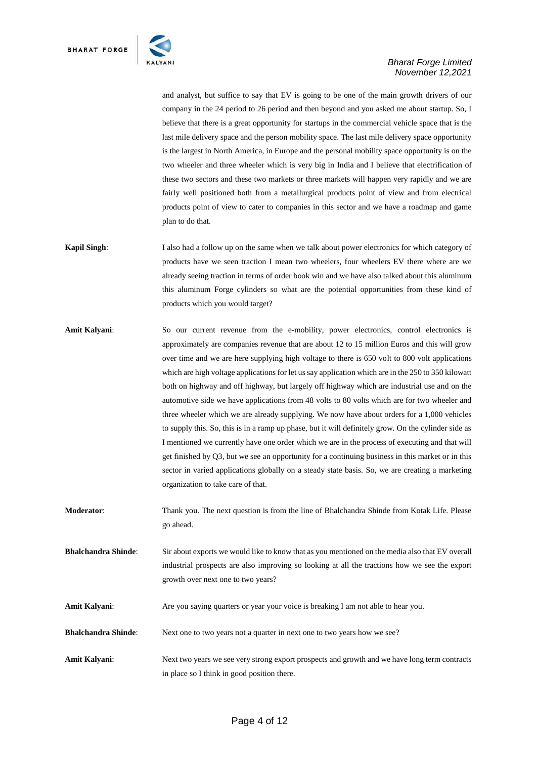and analyst, but suffice to say that EV is going to be one of the main growth drivers of our company in the 24 period to 26 period and then beyond and you asked me about startup. So, I believe that there is a great opportunity for startups in the commercial vehicle space that is the last mile delivery space and the person mobility space. The last mile delivery space opportunity is the largest in North America, in Europe and the personal mobility space opportunity is on the two wheeler and three wheeler which is very big in India and I believe that electrification of these two sectors and these two markets or three markets will happen very rapidly and we are fairly well positioned both from a metallurgical products point of view and from electrical products point of view to cater to companies in this sector and we have a roadmap and game plan to do that.

**Kapil Singh**: I also had a follow up on the same when we talk about power electronics for which category of products have we seen traction I mean two wheelers, four wheelers EV there where are we already seeing traction in terms of order book win and we have also talked about this aluminum this aluminum Forge cylinders so what are the potential opportunities from these kind of products which you would target?

**Amit Kalyani**: So our current revenue from the e-mobility, power electronics, control electronics is approximately are companies revenue that are about 12 to 15 million Euros and this will grow over time and we are here supplying high voltage to there is 650 volt to 800 volt applications which are high voltage applications for let us say application which are in the 250 to 350 kilowatt both on highway and off highway, but largely off highway which are industrial use and on the automotive side we have applications from 48 volts to 80 volts which are for two wheeler and three wheeler which we are already supplying. We now have about orders for a 1,000 vehicles to supply this. So, this is in a ramp up phase, but it will definitely grow. On the cylinder side as I mentioned we currently have one order which we are in the process of executing and that will get finished by Q3, but we see an opportunity for a continuing business in this market or in this sector in varied applications globally on a steady state basis. So, we are creating a marketing organization to take care of that.

**Moderator**: Thank you. The next question is from the line of Bhalchandra Shinde from Kotak Life. Please go ahead.

**Bhalchandra Shinde**: Sir about exports we would like to know that as you mentioned on the media also that EV overall industrial prospects are also improving so looking at all the tractions how we see the export growth over next one to two years?

**Amit Kalyani**: Are you saying quarters or year your voice is breaking I am not able to hear you.

**Bhalchandra Shinde**: Next one to two years not a quarter in next one to two years how we see?

**Amit Kalyani**: Next two years we see very strong export prospects and growth and we have long term contracts in place so I think in good position there.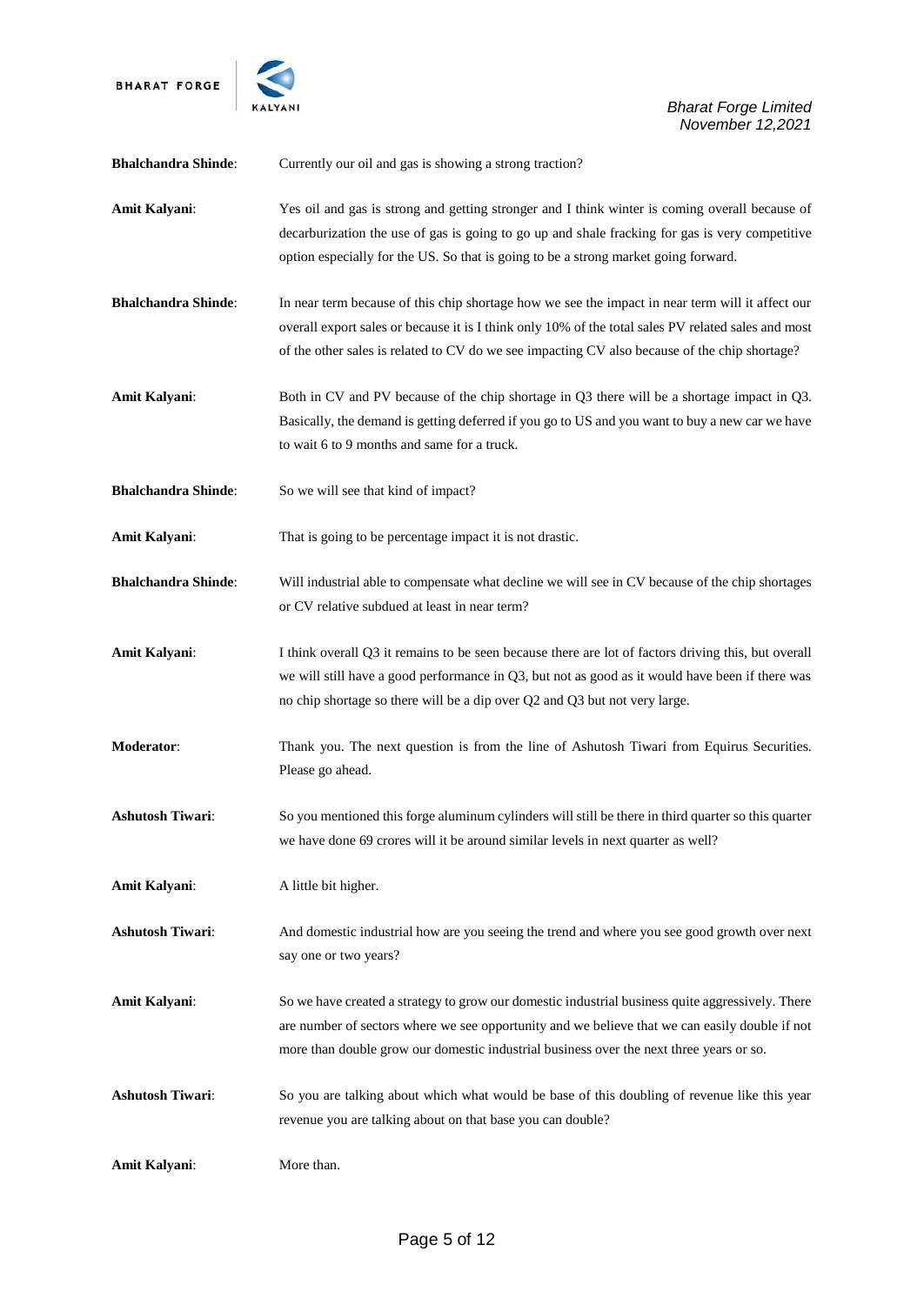**Bhalchandra Shinde**: Currently our oil and gas is showing a strong traction?

**Amit Kalyani**: Yes oil and gas is strong and getting stronger and I think winter is coming overall because of decarburization the use of gas is going to go up and shale fracking for gas is very competitive option especially for the US. So that is going to be a strong market going forward.

**Bhalchandra Shinde**: In near term because of this chip shortage how we see the impact in near term will it affect our overall export sales or because it is I think only 10% of the total sales PV related sales and most of the other sales is related to CV do we see impacting CV also because of the chip shortage?

**Amit Kalyani**: Both in CV and PV because of the chip shortage in Q3 there will be a shortage impact in Q3. Basically, the demand is getting deferred if you go to US and you want to buy a new car we have to wait 6 to 9 months and same for a truck.

**Bhalchandra Shinde**: So we will see that kind of impact?

**Amit Kalyani**: That is going to be percentage impact it is not drastic.

**Bhalchandra Shinde**: Will industrial able to compensate what decline we will see in CV because of the chip shortages or CV relative subdued at least in near term?

**Amit Kalyani**: I think overall Q3 it remains to be seen because there are lot of factors driving this, but overall we will still have a good performance in Q3, but not as good as it would have been if there was no chip shortage so there will be a dip over Q2 and Q3 but not very large.

**Moderator**: Thank you. The next question is from the line of Ashutosh Tiwari from Equirus Securities. Please go ahead.

**Ashutosh Tiwari**: So you mentioned this forge aluminum cylinders will still be there in third quarter so this quarter we have done 69 crores will it be around similar levels in next quarter as well?

**Amit Kalyani**: A little bit higher.

**Ashutosh Tiwari**: And domestic industrial how are you seeing the trend and where you see good growth over next say one or two years?

**Amit Kalyani**: So we have created a strategy to grow our domestic industrial business quite aggressively. There are number of sectors where we see opportunity and we believe that we can easily double if not more than double grow our domestic industrial business over the next three years or so.

**Ashutosh Tiwari**: So you are talking about which what would be base of this doubling of revenue like this year revenue you are talking about on that base you can double?

**Amit Kalyani**: More than.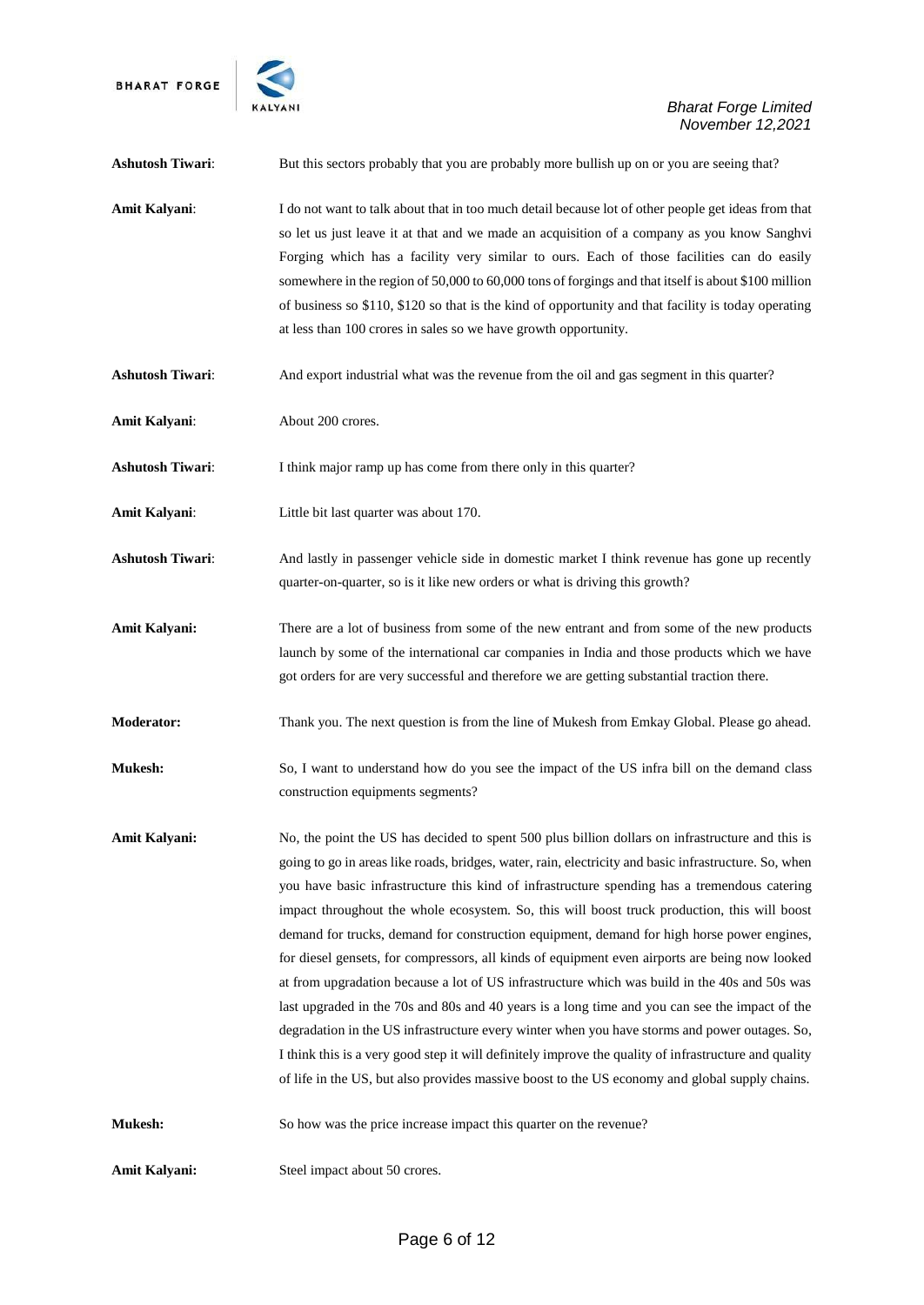**Ashutosh Tiwari**: But this sectors probably that you are probably more bullish up on or you are seeing that?

**Amit Kalyani**: I do not want to talk about that in too much detail because lot of other people get ideas from that so let us just leave it at that and we made an acquisition of a company as you know Sanghvi Forging which has a facility very similar to ours. Each of those facilities can do easily somewhere in the region of 50,000 to 60,000 tons of forgings and that itself is about $100 million of business so $110, $120 so that is the kind of opportunity and that facility is today operating at less than 100 crores in sales so we have growth opportunity.

**Ashutosh Tiwari**: And export industrial what was the revenue from the oil and gas segment in this quarter?

**Amit Kalyani**: About 200 crores.

**Ashutosh Tiwari**: I think major ramp up has come from there only in this quarter?

**Amit Kalyani**: Little bit last quarter was about 170.

**Ashutosh Tiwari**: And lastly in passenger vehicle side in domestic market I think revenue has gone up recently quarter-on-quarter, so is it like new orders or what is driving this growth?

**Amit Kalyani:** There are a lot of business from some of the new entrant and from some of the new products launch by some of the international car companies in India and those products which we have got orders for are very successful and therefore we are getting substantial traction there.

**Moderator:** Thank you. The next question is from the line of Mukesh from Emkay Global. Please go ahead.

**Mukesh:** So, I want to understand how do you see the impact of the US infra bill on the demand class construction equipments segments?

**Amit Kalyani:** No, the point the US has decided to spent 500 plus billion dollars on infrastructure and this is going to go in areas like roads, bridges, water, rain, electricity and basic infrastructure. So, when you have basic infrastructure this kind of infrastructure spending has a tremendous catering impact throughout the whole ecosystem. So, this will boost truck production, this will boost demand for trucks, demand for construction equipment, demand for high horse power engines, for diesel gensets, for compressors, all kinds of equipment even airports are being now looked at from upgradation because a lot of US infrastructure which was build in the 40s and 50s was last upgraded in the 70s and 80s and 40 years is a long time and you can see the impact of the degradation in the US infrastructure every winter when you have storms and power outages. So, I think this is a very good step it will definitely improve the quality of infrastructure and quality of life in the US, but also provides massive boost to the US economy and global supply chains.

**Mukesh:** So how was the price increase impact this quarter on the revenue?

**Amit Kalyani:** Steel impact about 50 crores.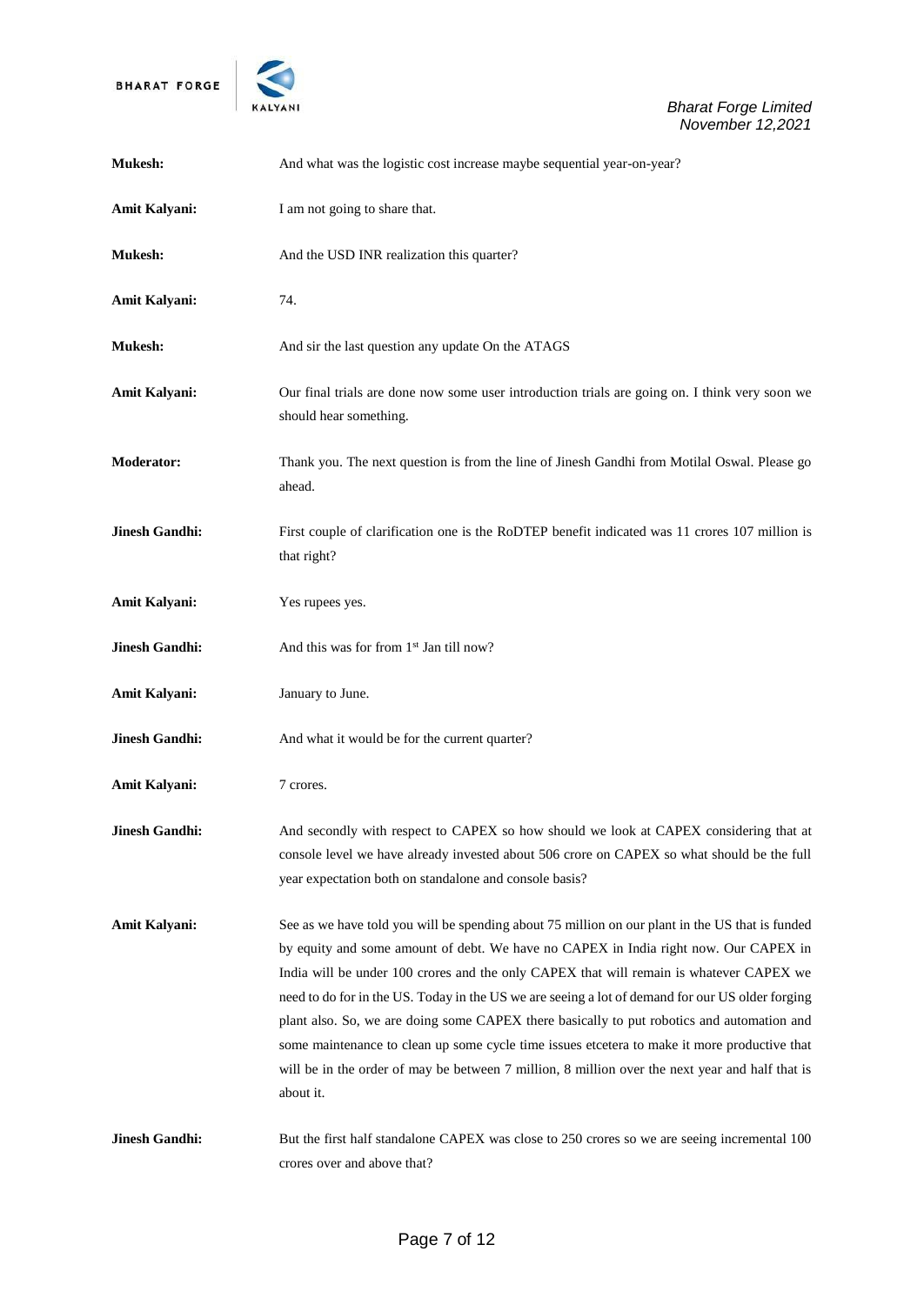**Mukesh:** And what was the logistic cost increase maybe sequential year-on-year?

**Amit Kalyani:** I am not going to share that.

**Mukesh:** And the USD INR realization this quarter?

**Amit Kalyani:** 74.

**Mukesh:** And sir the last question any update On the ATAGS

**Amit Kalyani:** Our final trials are done now some user introduction trials are going on. I think very soon we should hear something.

**Moderator:** Thank you. The next question is from the line of Jinesh Gandhi from Motilal Oswal. Please go ahead.

**Jinesh Gandhi:** First couple of clarification one is the RoDTEP benefit indicated was 11 crores 107 million is that right?

**Amit Kalyani:** Yes rupees yes.

**Jinesh Gandhi:** And this was for from 1st Jan till now?

**Amit Kalyani:** January to June.

**Jinesh Gandhi:** And what it would be for the current quarter?

**Amit Kalyani:** 7 crores.

**Jinesh Gandhi:** And secondly with respect to CAPEX so how should we look at CAPEX considering that at console level we have already invested about 506 crore on CAPEX so what should be the full year expectation both on standalone and console basis?

**Amit Kalyani:** See as we have told you will be spending about 75 million on our plant in the US that is funded by equity and some amount of debt. We have no CAPEX in India right now. Our CAPEX in India will be under 100 crores and the only CAPEX that will remain is whatever CAPEX we need to do for in the US. Today in the US we are seeing a lot of demand for our US older forging plant also. So, we are doing some CAPEX there basically to put robotics and automation and some maintenance to clean up some cycle time issues etcetera to make it more productive that will be in the order of may be between 7 million, 8 million over the next year and half that is about it.

**Jinesh Gandhi:** But the first half standalone CAPEX was close to 250 crores so we are seeing incremental 100 crores over and above that?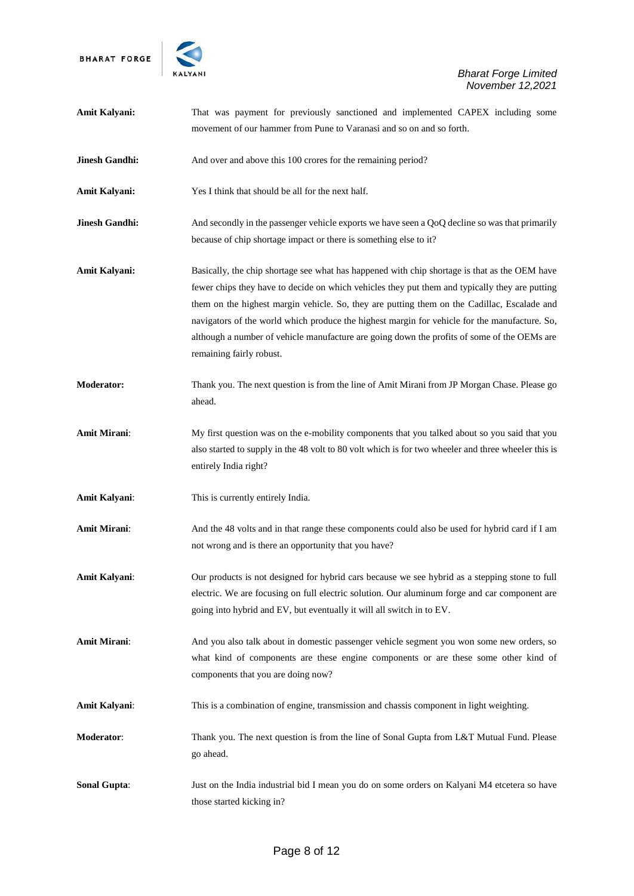**Amit Kalyani:** That was payment for previously sanctioned and implemented CAPEX including some movement of our hammer from Pune to Varanasi and so on and so forth.

**Jinesh Gandhi:** And over and above this 100 crores for the remaining period?

**Amit Kalyani:** Yes I think that should be all for the next half.

**Jinesh Gandhi:** And secondly in the passenger vehicle exports we have seen a QoQ decline so was that primarily because of chip shortage impact or there is something else to it?

**Amit Kalyani:** Basically, the chip shortage see what has happened with chip shortage is that as the OEM have fewer chips they have to decide on which vehicles they put them and typically they are putting them on the highest margin vehicle. So, they are putting them on the Cadillac, Escalade and navigators of the world which produce the highest margin for vehicle for the manufacture. So, although a number of vehicle manufacture are going down the profits of some of the OEMs are remaining fairly robust.

**Moderator:** Thank you. The next question is from the line of Amit Mirani from JP Morgan Chase. Please go ahead.

**Amit Mirani**: My first question was on the e-mobility components that you talked about so you said that you also started to supply in the 48 volt to 80 volt which is for two wheeler and three wheeler this is entirely India right?

**Amit Kalyani**: This is currently entirely India.

**Amit Mirani**: And the 48 volts and in that range these components could also be used for hybrid card if I am not wrong and is there an opportunity that you have?

**Amit Kalyani**: Our products is not designed for hybrid cars because we see hybrid as a stepping stone to full electric. We are focusing on full electric solution. Our aluminum forge and car component are going into hybrid and EV, but eventually it will all switch in to EV.

**Amit Mirani**: And you also talk about in domestic passenger vehicle segment you won some new orders, so what kind of components are these engine components or are these some other kind of components that you are doing now?

**Amit Kalyani**: This is a combination of engine, transmission and chassis component in light weighting.

**Moderator**: Thank you. The next question is from the line of Sonal Gupta from L&T Mutual Fund. Please go ahead.

**Sonal Gupta**: Just on the India industrial bid I mean you do on some orders on Kalyani M4 etcetera so have those started kicking in?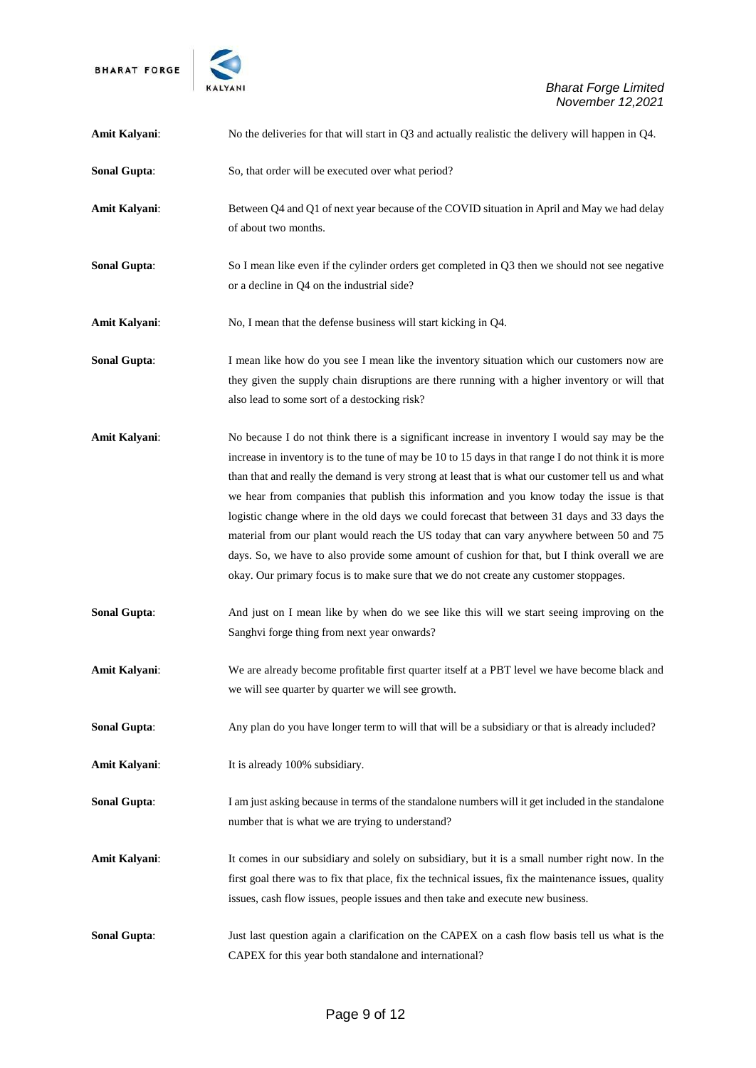**Amit Kalyani**: No the deliveries for that will start in Q3 and actually realistic the delivery will happen in Q4.

**Sonal Gupta**: So, that order will be executed over what period?

**Amit Kalyani**: Between Q4 and Q1 of next year because of the COVID situation in April and May we had delay of about two months.

**Sonal Gupta**: So I mean like even if the cylinder orders get completed in Q3 then we should not see negative or a decline in Q4 on the industrial side?

**Amit Kalyani**: No, I mean that the defense business will start kicking in Q4.

**Sonal Gupta**: I mean like how do you see I mean like the inventory situation which our customers now are they given the supply chain disruptions are there running with a higher inventory or will that also lead to some sort of a destocking risk?

**Amit Kalyani**: No because I do not think there is a significant increase in inventory I would say may be the increase in inventory is to the tune of may be 10 to 15 days in that range I do not think it is more than that and really the demand is very strong at least that is what our customer tell us and what we hear from companies that publish this information and you know today the issue is that logistic change where in the old days we could forecast that between 31 days and 33 days the material from our plant would reach the US today that can vary anywhere between 50 and 75 days. So, we have to also provide some amount of cushion for that, but I think overall we are okay. Our primary focus is to make sure that we do not create any customer stoppages.

**Sonal Gupta**: And just on I mean like by when do we see like this will we start seeing improving on the Sanghvi forge thing from next year onwards?

**Amit Kalyani**: We are already become profitable first quarter itself at a PBT level we have become black and we will see quarter by quarter we will see growth.

**Sonal Gupta**: Any plan do you have longer term to will that will be a subsidiary or that is already included?

**Amit Kalyani**: It is already 100% subsidiary.

**Sonal Gupta**: I am just asking because in terms of the standalone numbers will it get included in the standalone number that is what we are trying to understand?

**Amit Kalyani**: It comes in our subsidiary and solely on subsidiary, but it is a small number right now. In the first goal there was to fix that place, fix the technical issues, fix the maintenance issues, quality issues, cash flow issues, people issues and then take and execute new business.

**Sonal Gupta**: Just last question again a clarification on the CAPEX on a cash flow basis tell us what is the CAPEX for this year both standalone and international?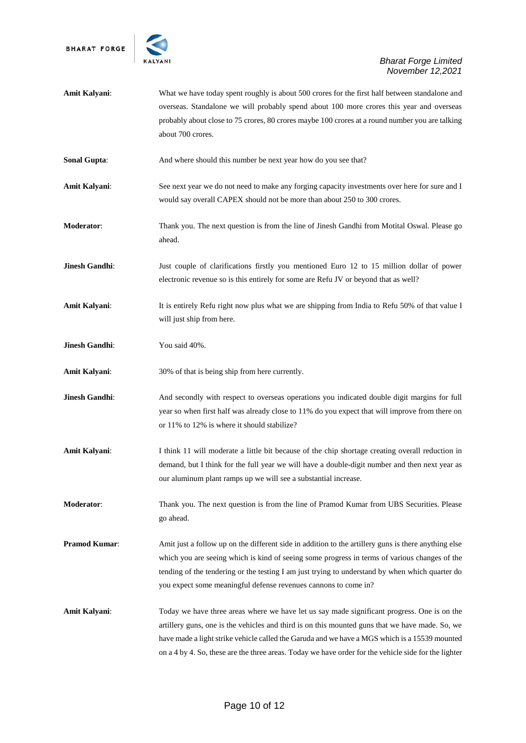**Amit Kalyani**: What we have today spent roughly is about 500 crores for the first half between standalone and overseas. Standalone we will probably spend about 100 more crores this year and overseas probably about close to 75 crores, 80 crores maybe 100 crores at a round number you are talking about 700 crores.

**Sonal Gupta**: And where should this number be next year how do you see that?

**Amit Kalyani**: See next year we do not need to make any forging capacity investments over here for sure and I would say overall CAPEX should not be more than about 250 to 300 crores.

**Moderator**: Thank you. The next question is from the line of Jinesh Gandhi from Motital Oswal. Please go ahead.

**Jinesh Gandhi**: Just couple of clarifications firstly you mentioned Euro 12 to 15 million dollar of power electronic revenue so is this entirely for some are Refu JV or beyond that as well?

**Amit Kalyani**: It is entirely Refu right now plus what we are shipping from India to Refu 50% of that value I will just ship from here.

**Jinesh Gandhi**: You said 40%.

**Amit Kalyani**: 30% of that is being ship from here currently.

**Jinesh Gandhi**: And secondly with respect to overseas operations you indicated double digit margins for full year so when first half was already close to 11% do you expect that will improve from there on or 11% to 12% is where it should stabilize?

**Amit Kalyani**: I think 11 will moderate a little bit because of the chip shortage creating overall reduction in demand, but I think for the full year we will have a double-digit number and then next year as our aluminum plant ramps up we will see a substantial increase.

**Moderator**: Thank you. The next question is from the line of Pramod Kumar from UBS Securities. Please go ahead.

**Pramod Kumar**: Amit just a follow up on the different side in addition to the artillery guns is there anything else which you are seeing which is kind of seeing some progress in terms of various changes of the tending of the tendering or the testing I am just trying to understand by when which quarter do you expect some meaningful defense revenues cannons to come in?

**Amit Kalyani**: Today we have three areas where we have let us say made significant progress. One is on the artillery guns, one is the vehicles and third is on this mounted guns that we have made. So, we have made a light strike vehicle called the Garuda and we have a MGS which is a 15539 mounted on a 4 by 4. So, these are the three areas. Today we have order for the vehicle side for the lighter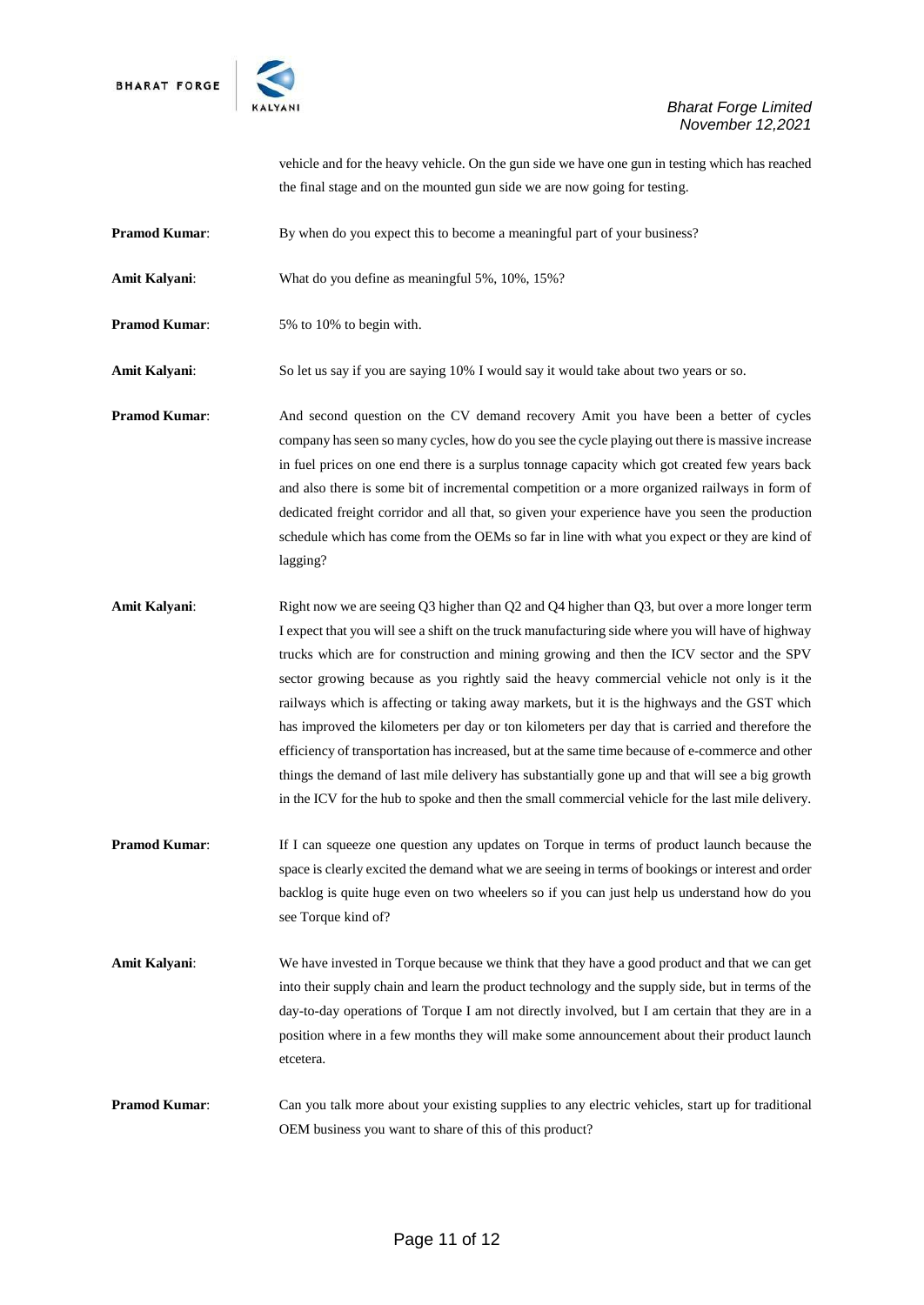vehicle and for the heavy vehicle. On the gun side we have one gun in testing which has reached the final stage and on the mounted gun side we are now going for testing.

**Pramod Kumar**: By when do you expect this to become a meaningful part of your business?

**Amit Kalyani**: What do you define as meaningful 5%, 10%, 15%?

**Pramod Kumar**: 5% to 10% to begin with.

**Amit Kalyani**: So let us say if you are saying 10% I would say it would take about two years or so.

**Pramod Kumar**: And second question on the CV demand recovery Amit you have been a better of cycles company has seen so many cycles, how do you see the cycle playing out there is massive increase in fuel prices on one end there is a surplus tonnage capacity which got created few years back and also there is some bit of incremental competition or a more organized railways in form of dedicated freight corridor and all that, so given your experience have you seen the production schedule which has come from the OEMs so far in line with what you expect or they are kind of lagging?

**Amit Kalyani**: Right now we are seeing Q3 higher than Q2 and Q4 higher than Q3, but over a more longer term I expect that you will see a shift on the truck manufacturing side where you will have of highway trucks which are for construction and mining growing and then the ICV sector and the SPV sector growing because as you rightly said the heavy commercial vehicle not only is it the railways which is affecting or taking away markets, but it is the highways and the GST which has improved the kilometers per day or ton kilometers per day that is carried and therefore the efficiency of transportation has increased, but at the same time because of e-commerce and other things the demand of last mile delivery has substantially gone up and that will see a big growth in the ICV for the hub to spoke and then the small commercial vehicle for the last mile delivery.

**Pramod Kumar**: If I can squeeze one question any updates on Torque in terms of product launch because the space is clearly excited the demand what we are seeing in terms of bookings or interest and order backlog is quite huge even on two wheelers so if you can just help us understand how do you see Torque kind of?

**Amit Kalyani**: We have invested in Torque because we think that they have a good product and that we can get into their supply chain and learn the product technology and the supply side, but in terms of the day-to-day operations of Torque I am not directly involved, but I am certain that they are in a position where in a few months they will make some announcement about their product launch etcetera.

**Pramod Kumar**: Can you talk more about your existing supplies to any electric vehicles, start up for traditional OEM business you want to share of this of this product?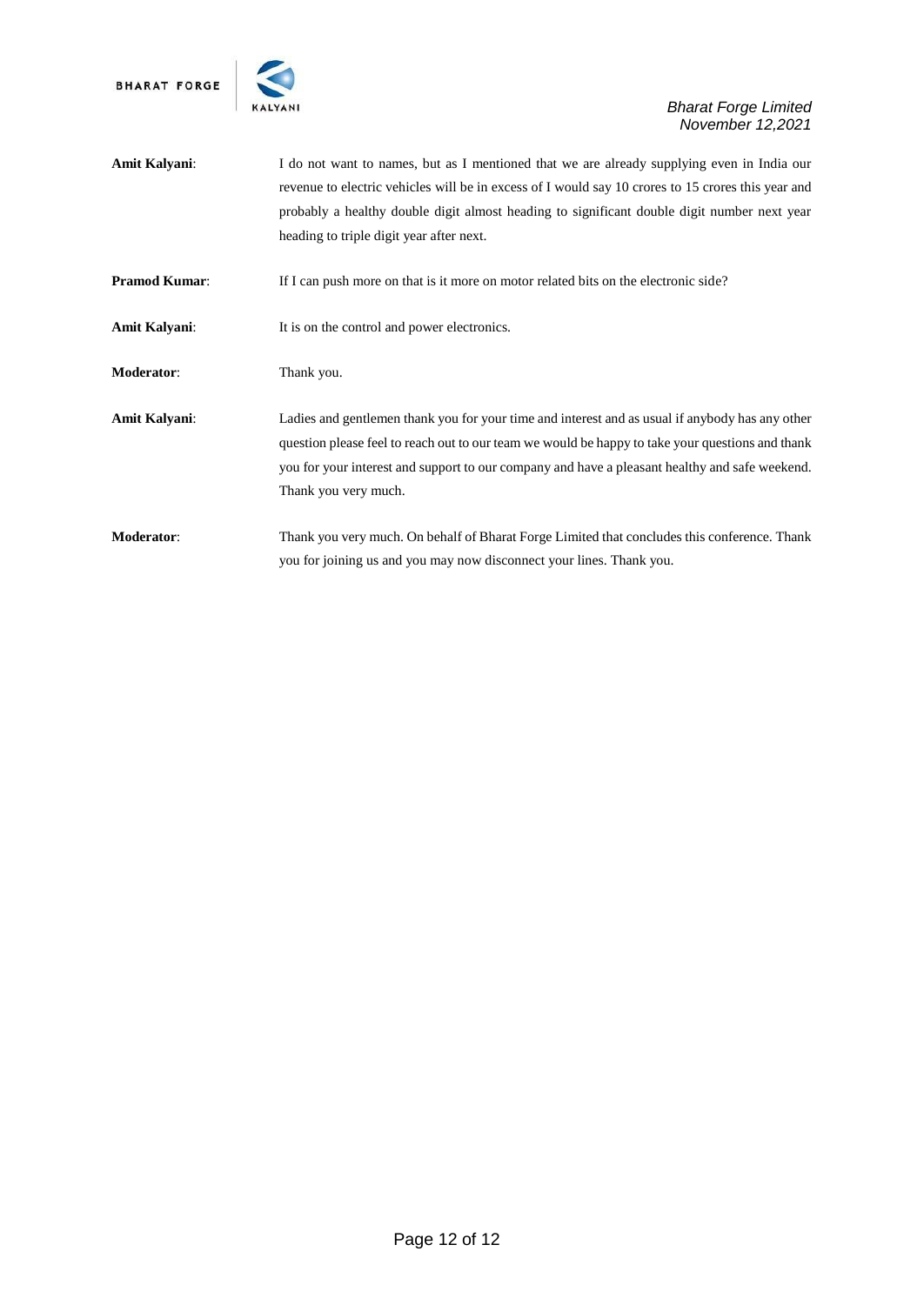**Amit Kalyani**: I do not want to names, but as I mentioned that we are already supplying even in India our revenue to electric vehicles will be in excess of I would say 10 crores to 15 crores this year and probably a healthy double digit almost heading to significant double digit number next year heading to triple digit year after next.

**Pramod Kumar**: If I can push more on that is it more on motor related bits on the electronic side?

**Amit Kalyani**: It is on the control and power electronics.

**Moderator**: Thank you.

**Amit Kalyani**: Ladies and gentlemen thank you for your time and interest and as usual if anybody has any other question please feel to reach out to our team we would be happy to take your questions and thank you for your interest and support to our company and have a pleasant healthy and safe weekend. Thank you very much.

**Moderator**: Thank you very much. On behalf of Bharat Forge Limited that concludes this conference. Thank you for joining us and you may now disconnect your lines. Thank you.